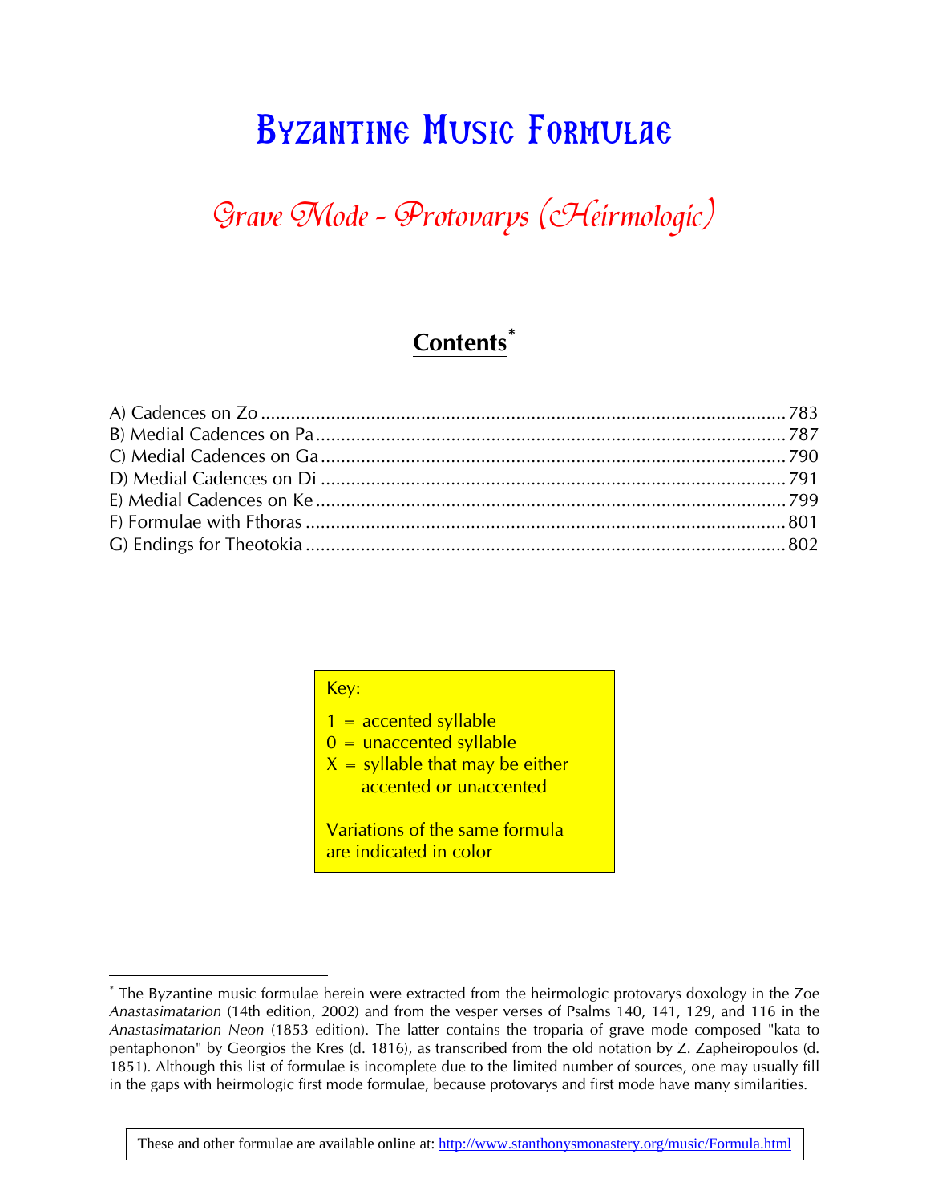# Byzantine Music Formulae

## Grave Mode - Protovarys (Heirmologic)

### Contents*

A) Cadences on Zo ........................................................................................................ 783
B) Medial Cadences on Pa ............................................................................................. 787
C) Medial Cadences on Ga ............................................................................................. 790
D) Medial Cadences on Di ............................................................................................. 791
E) Medial Cadences on Ke ............................................................................................. 799
F) Formulae with Fthoras ............................................................................................... 801
G) Endings for Theotokia ................................................................................................ 802

Key:

1 = accented syllable
0 = unaccented syllable
X = syllable that may be either accented or unaccented

Variations of the same formula are indicated in color

---

* The Byzantine music formulae herein were extracted from the heirmologic protovarys doxology in the Zoe *Anastasimatarion* (14th edition, 2002) and from the vesper verses of Psalms 140, 141, 129, and 116 in the *Anastasimatarion Neon* (1853 edition). The latter contains the troparia of grave mode composed "kata to pentaphonon" by Georgios the Kres (d. 1816), as transcribed from the old notation by Z. Zapheiropoulos (d. 1851). Although this list of formulae is incomplete due to the limited number of sources, one may usually fill in the gaps with heirmologic first mode formulae, because protovarys and first mode have many similarities.

These and other formulae are available online at: http://www.stanthonysmonastery.org/music/Formula.html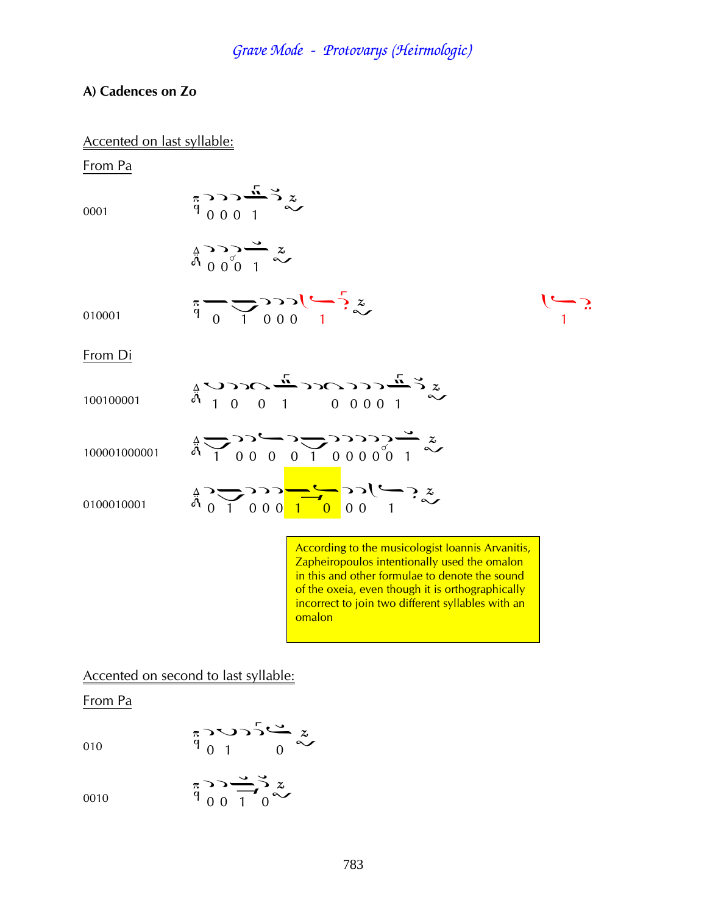*Grave Mode - Protovarys (Heirmologic)*

**A) Cadences on Zo**

Accented on last syllable:

From Pa

0001

0 0 0 1

0 0 0 1

010001

0 1 0 0 0 1

1

From Di

100100001

1 0 0 1 0 0 0 0 1

100001000001

1 0 0 0 0 1 0 0 0 0 0 1

0100010001

0 1 0 0 0 1 0 0 0 1

According to the musicologist Ioannis Arvanitis, Zapheiropoulos intentionally used the omalon in this and other formulae to denote the sound of the oxeia, even though it is orthographically incorrect to join two different syllables with an omalon

Accented on second to last syllable:

From Pa

010

0 1 0

0010

0 0 1 0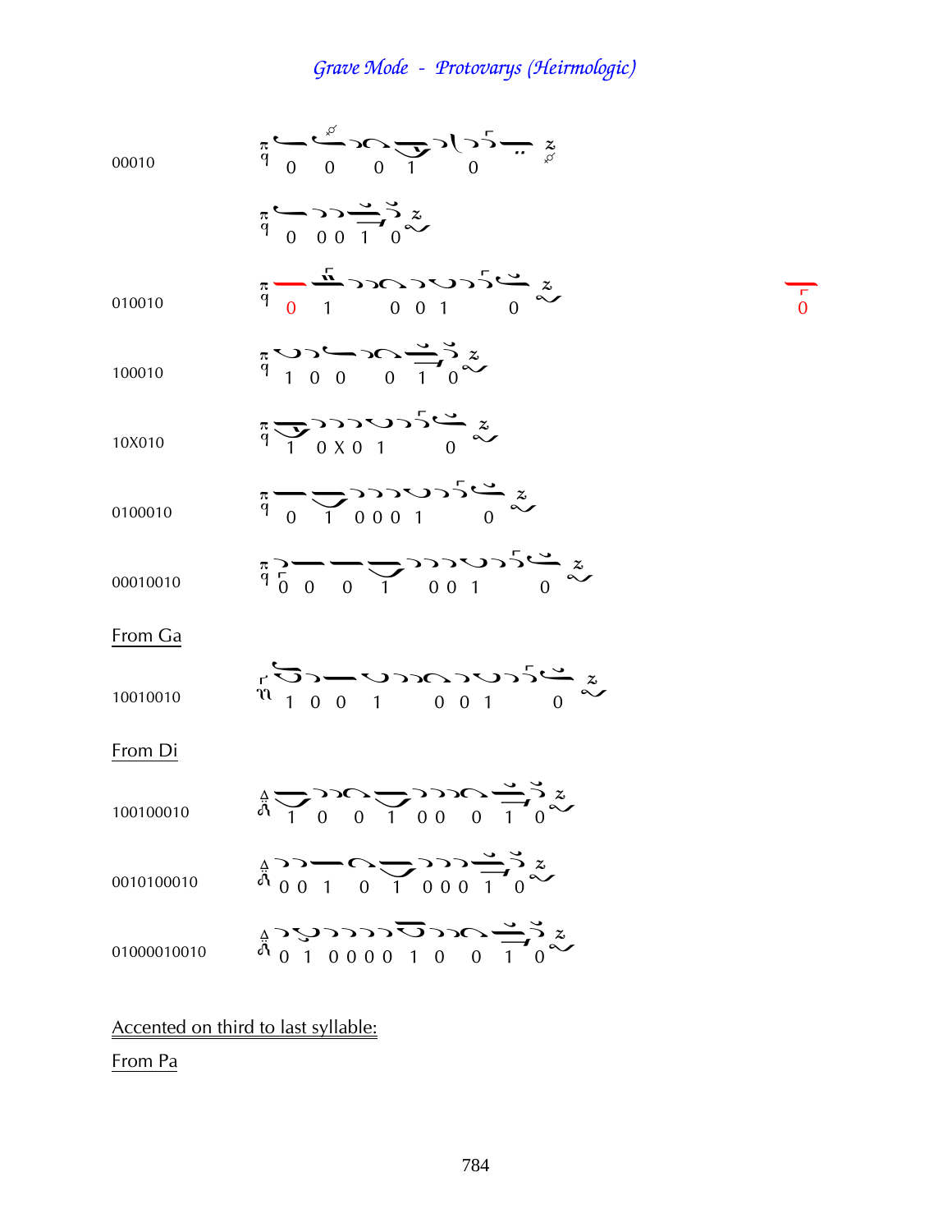# Grave Mode - Protovarys (Heirmologic)

00010

0 0 0 1 0

0 0 0 1 0

010010

0 1 0 0 1 0

100010

1 0 0 0 1 0

10X010

1 0 X 0 1 0

0100010

0 1 0 0 0 1 0

00010010

0 0 0 1 0 0 1 0

From Ga

10010010

1 0 0 1 0 0 1 0

From Di

100100010

1 0 0 1 0 0 0 1 0

0010100010

0 0 1 0 1 0 0 0 1 0

01000010010

0 1 0 0 0 0 1 0 0 1 0

Accented on third to last syllable:

From Pa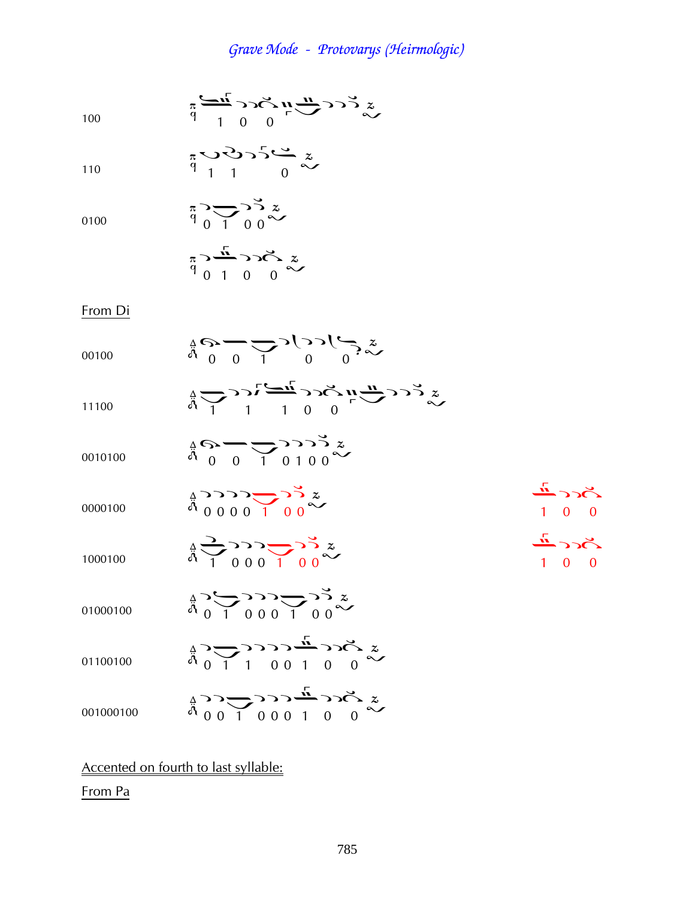100 — 1 0 0

110 — 1 1 0

0100 — 0 1 0 0

0 1 0 0

From Di

00100 — 0 0 1 0 0

11100 — 1 1 1 0 0

0010100 — 0 0 1 0 1 0 0

0000100 — 0 0 0 0 1 0 0 — 1 0 0

1000100 — 1 0 0 0 1 0 0 — 1 0 0

01000100 — 0 1 0 0 0 1 0 0

01100100 — 0 1 1 0 0 1 0 0

001000100 — 0 0 1 0 0 0 1 0 0

Accented on fourth to last syllable:

From Pa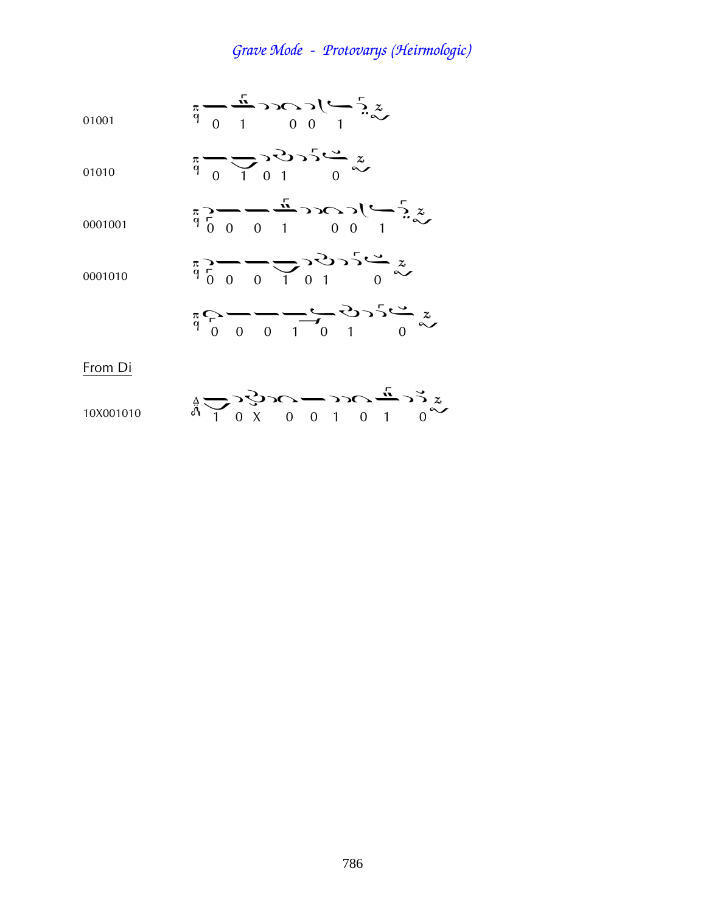# *Grave Mode - Protovarys (Heirmologic)*

01001

0 1 0 0 1

01010

0 1 0 1 0

0001001

0 0 0 1 0 0 1

0001010

0 0 0 1 0 1 0

0 0 0 1 0 1 0

<u>From Di</u>

10X001010

1 0 X 0 0 1 0 1 0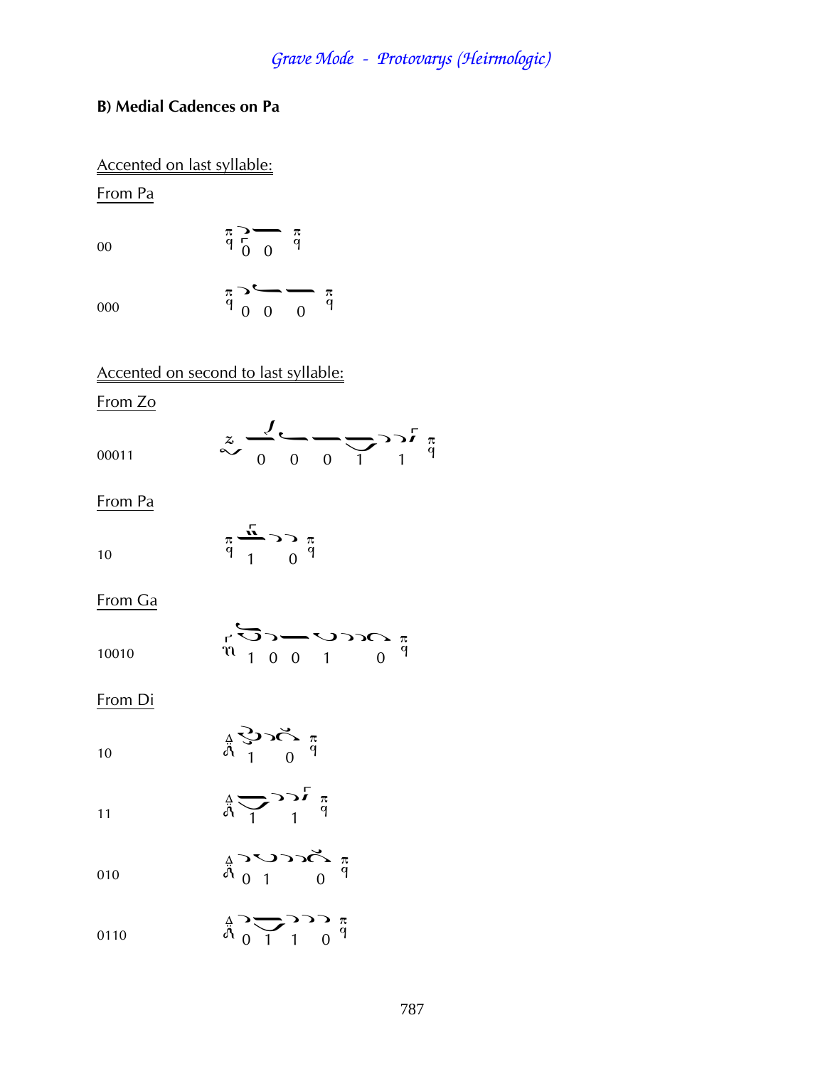## B) Medial Cadences on Pa

Accented on last syllable:

From Pa

00

000

Accented on second to last syllable:

From Zo

00011

From Pa

10

From Ga

10010

From Di

10

11

010

0110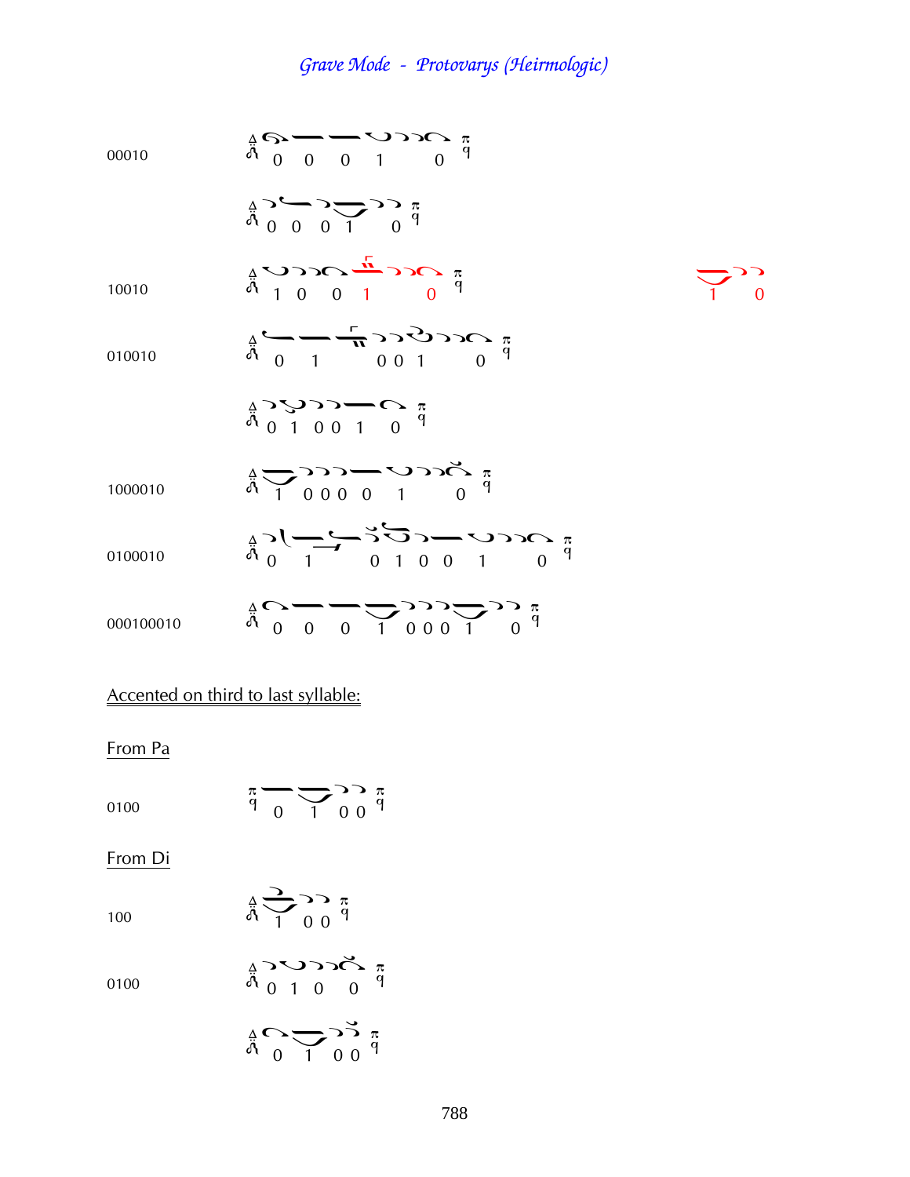## *Grave Mode - Protovarys (Heirmologic)*

00010 — 0 0 0 1 0

0 0 0 1 0

10010 — 1 0 0 1 0 — 1 0

010010 — 0 1 0 0 1 0

0 1 0 0 1 0

1000010 — 1 0 0 0 0 1 0

0100010 — 0 1 0 1 0 0 1 0

000100010 — 0 0 0 1 0 0 0 1 0

Accented on third to last syllable:

From Pa

0100 — 0 1 0 0

From Di

100 — 1 0 0

0100 — 0 1 0 0

0 1 0 0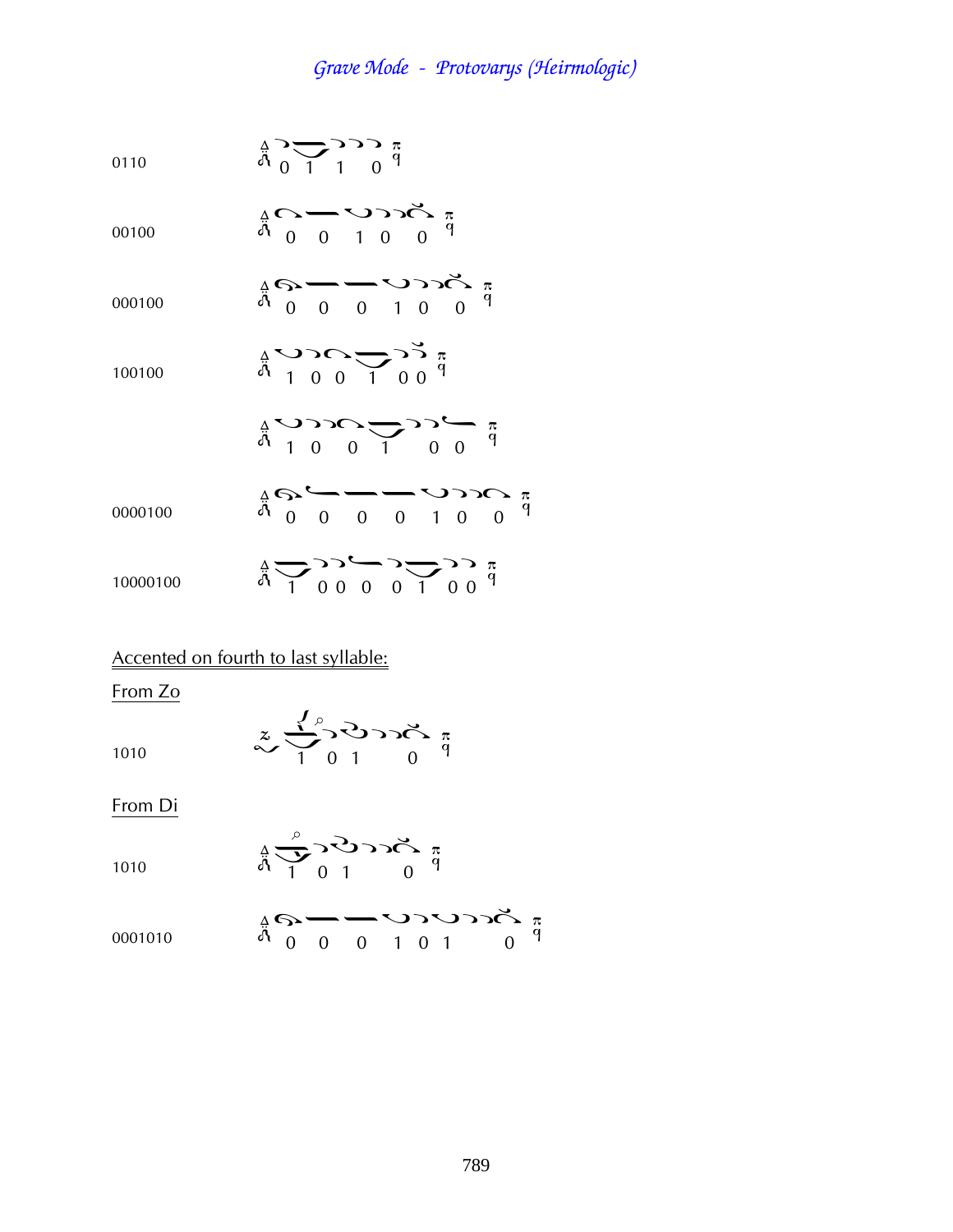0110

0 1 1 0

00100

0 0 1 0 0

000100

0 0 0 1 0 0

100100

1 0 0 1 0 0

1 0 0 1 0 0

0000100

0 0 0 0 1 0 0

10000100

1 0 0 0 0 1 0 0

Accented on fourth to last syllable:

From Zo

1010

1 0 1 0

From Di

1010

1 0 1 0

0001010

0 0 0 1 0 1 0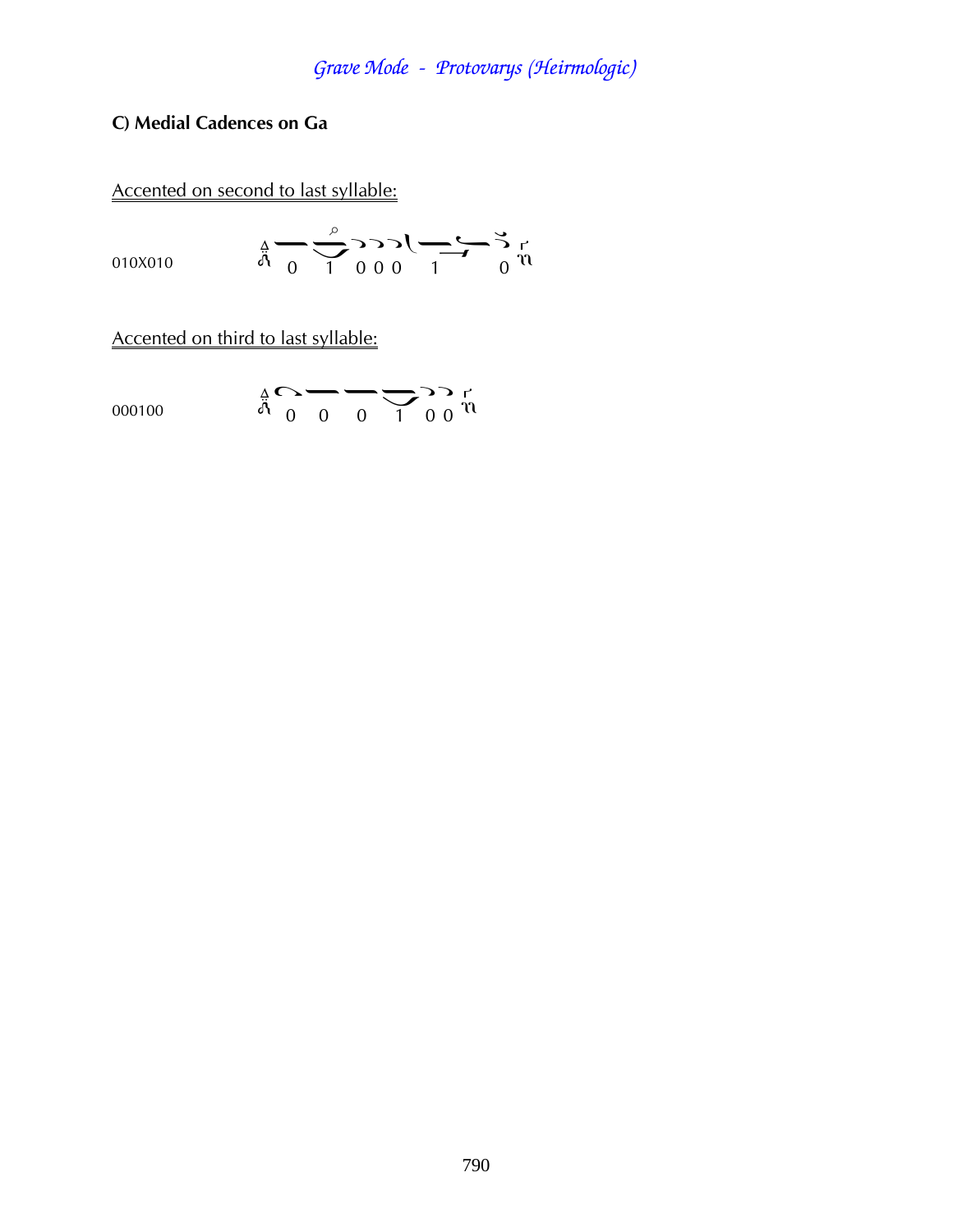## C) Medial Cadences on Ga

Accented on second to last syllable:

010X010 &nbsp;&nbsp;&nbsp;&nbsp; 0 1 0 0 0 1 0

Accented on third to last syllable:

000100 &nbsp;&nbsp;&nbsp;&nbsp; 0 0 0 1 0 0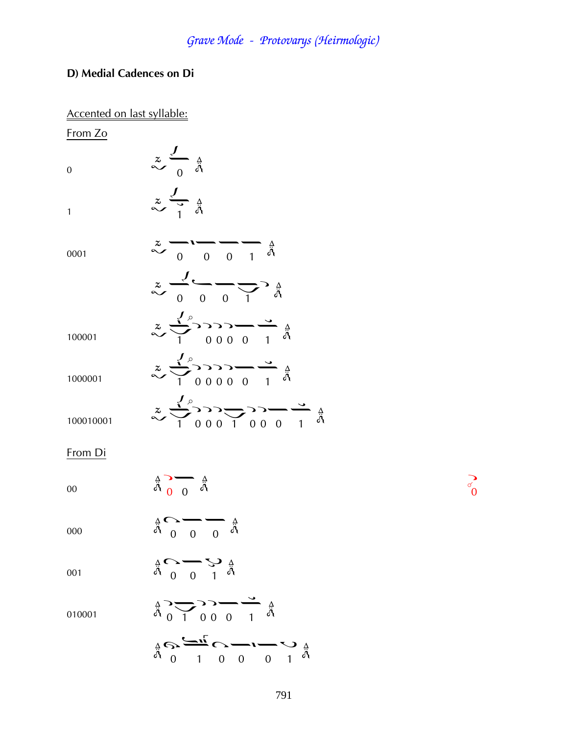## D) Medial Cadences on Di

Accented on last syllable:

From Zo

0

1

0001

100001

1000001

100010001

From Di

00

000

001

010001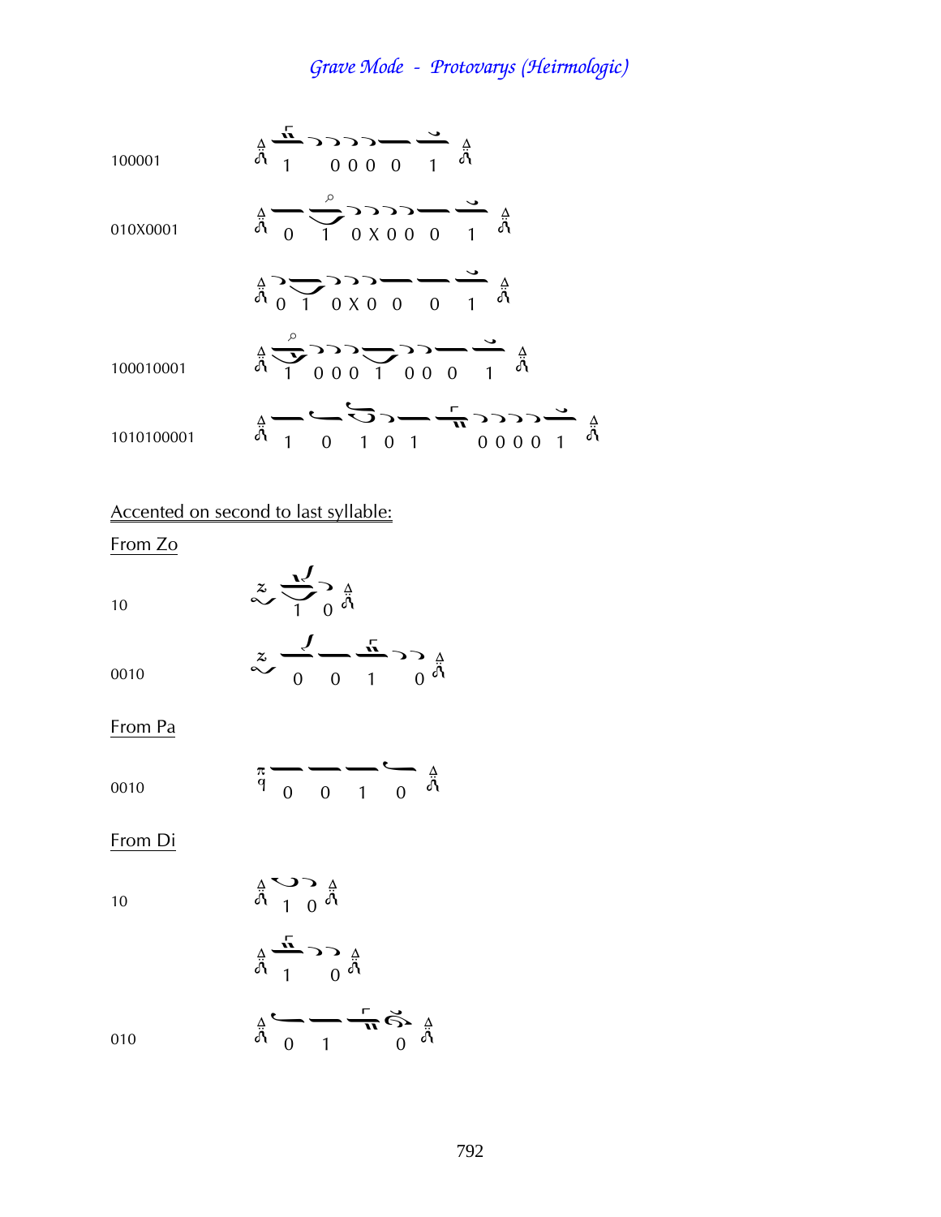100001 — 1 0 0 0 0 1

010X0001 — 0 1 0 X 0 0 0 1

0 1 0 X 0 0 0 1

100010001 — 1 0 0 0 1 0 0 0 1

1010100001 — 1 0 1 0 1 0 0 0 0 1

Accented on second to last syllable:

From Zo

10 — 1 0

0010 — 0 0 1 0

From Pa

0010 — 0 0 1 0

From Di

10 — 1 0

1 0

010 — 0 1 0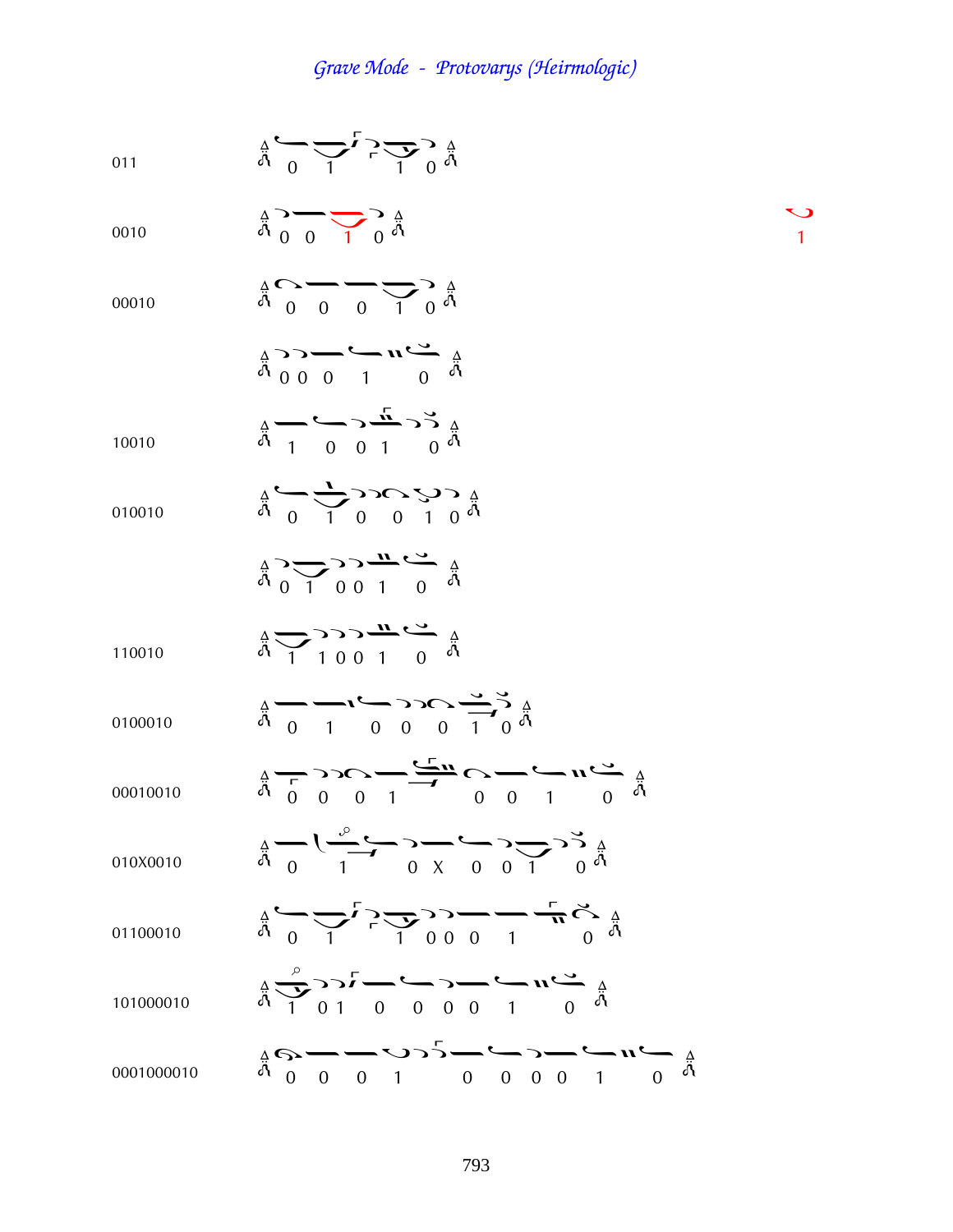# Grave Mode - Protovarys (Heirmologic)

| | |
|---|---|
| 011 | 0 1 1 0 |
| 0010 | 0 0 1 0 |
| 00010 | 0 0 0 1 0 |
| | 0 0 0 1 0 |
| 10010 | 1 0 0 1 0 |
| 010010 | 0 1 0 0 1 0 |
| | 0 1 0 0 1 0 |
| 110010 | 1 1 0 0 1 0 |
| 0100010 | 0 1 0 0 0 1 0 |
| 00010010 | 0 0 0 1 0 0 1 0 |
| 010X0010 | 0 1 0 X 0 0 1 0 |
| 01100010 | 0 1 1 0 0 0 1 0 |
| 101000010 | 1 0 1 0 0 0 0 1 0 |
| 0001000010 | 0 0 0 1 0 0 0 0 1 0 |

1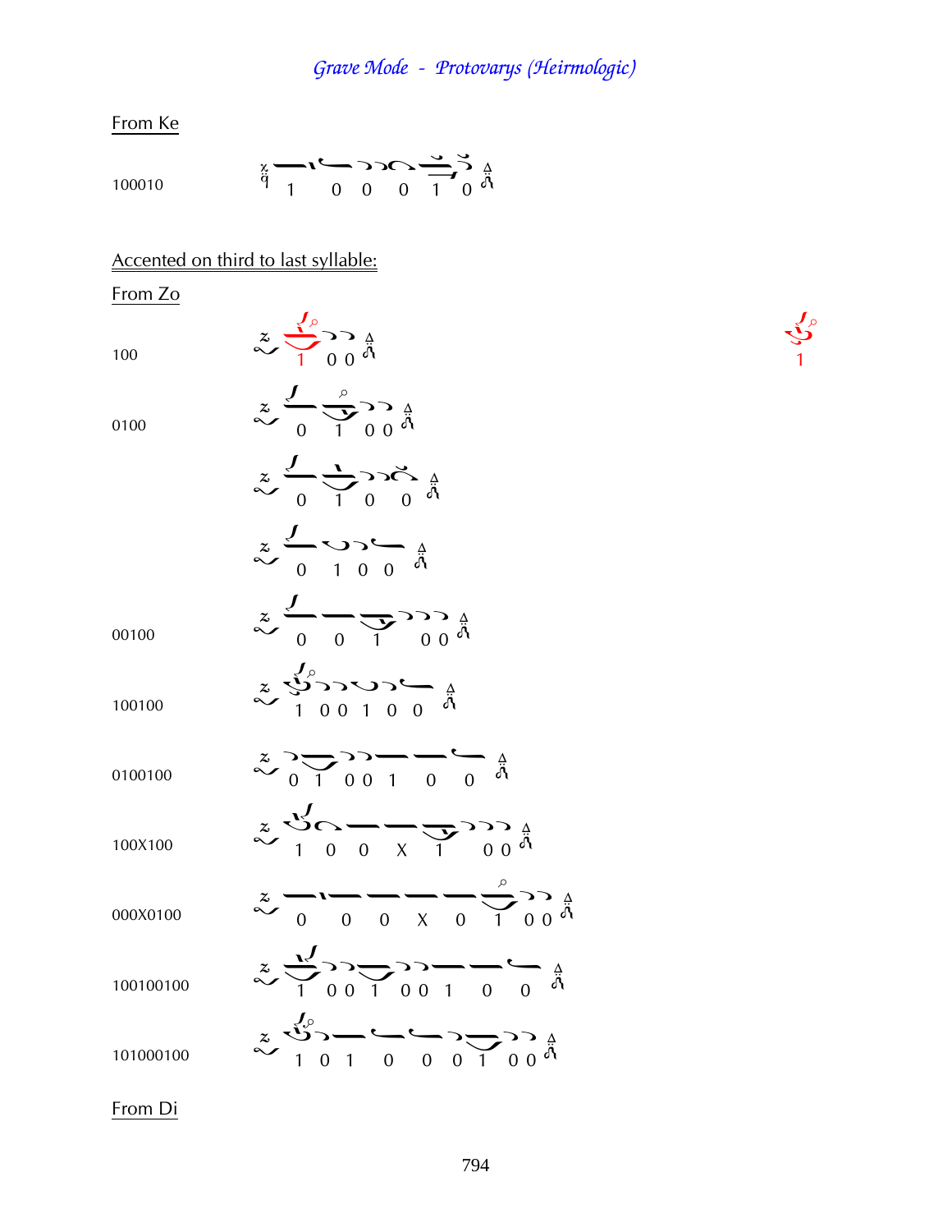## Grave Mode - Protovarys (Heirmologic)

From Ke

100010 — 1 0 0 0 1 0

Accented on third to last syllable:

From Zo

100 — 1 0 0

1

0100 — 0 1 0 0

0 1 0 0

0 1 0 0

00100 — 0 0 1 0 0

100100 — 1 0 0 1 0 0

0100100 — 0 1 0 0 1 0 0

100X100 — 1 0 0 X 1 0 0

000X0100 — 0 0 0 X 0 1 0 0

100100100 — 1 0 0 1 0 0 1 0 0

101000100 — 1 0 1 0 0 0 1 0 0

From Di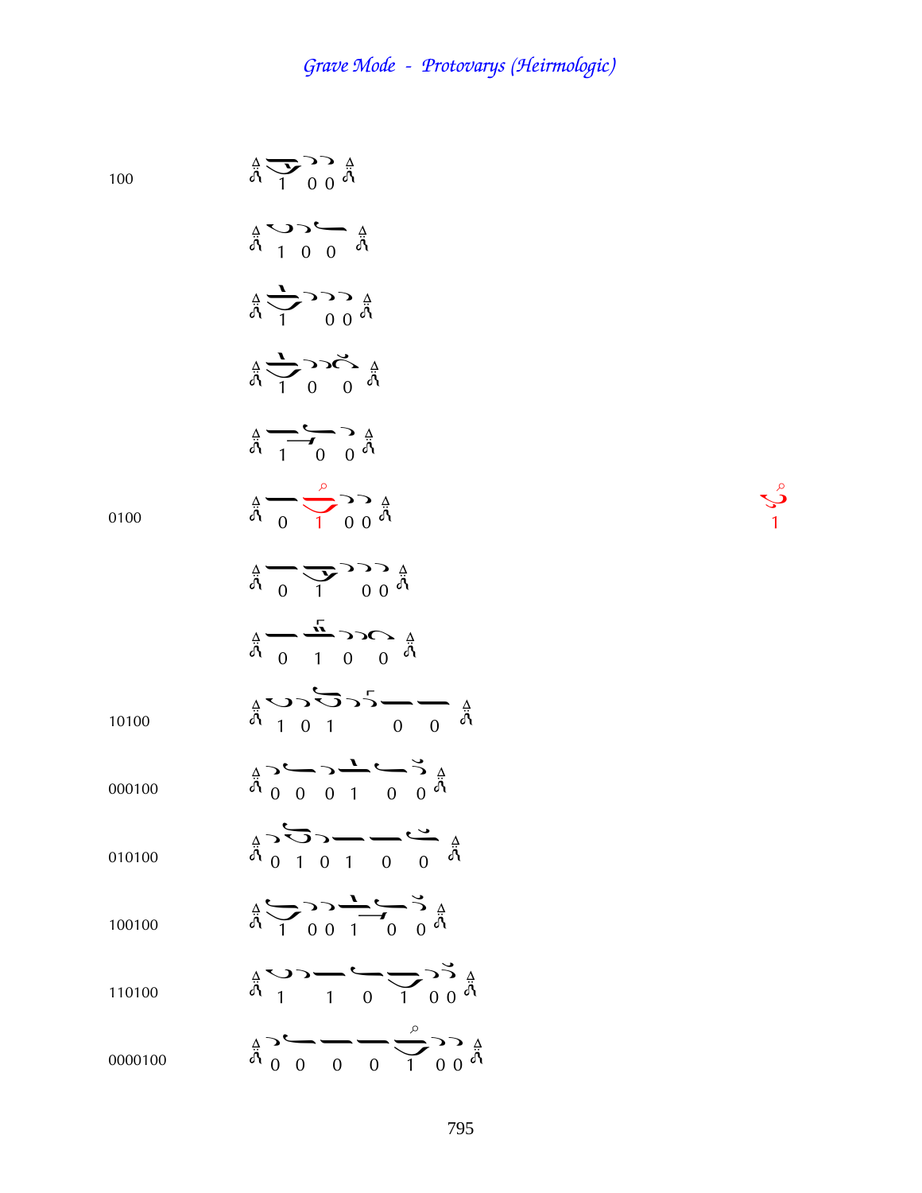# Grave Mode - Protovarys (Heirmologic)

100 — 1 0 0

1 0 0

1 0 0

1 0 0

1 0 0

0100 — 0 1 0 0

1

0 1 0 0

0 1 0 0

10100 — 1 0 1 0 0

000100 — 0 0 0 1 0 0

010100 — 0 1 0 1 0 0

100100 — 1 0 0 1 0 0

110100 — 1 1 0 1 0 0

0000100 — 0 0 0 0 1 0 0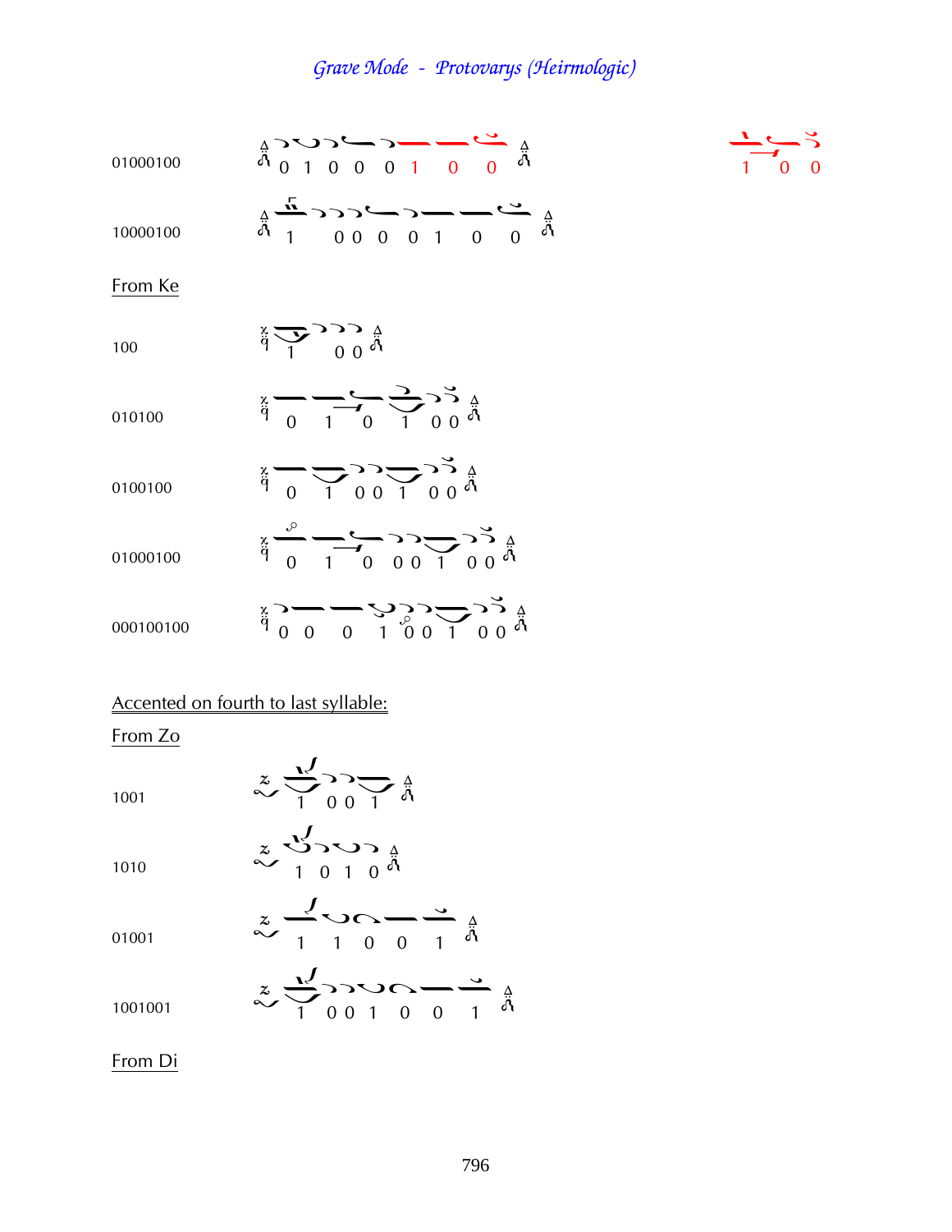## Grave Mode - Protovarys (Heirmologic)

01000100 — 0 1 0 0 0 1 0 0 — 1 0 0

10000100 — 1 0 0 0 0 1 0 0

From Ke

100 — 1 0 0

010100 — 0 1 0 1 0 0

0100100 — 0 1 0 0 1 0 0

01000100 — 0 1 0 0 0 1 0 0

000100100 — 0 0 0 1 0 0 1 0 0

Accented on fourth to last syllable:

From Zo

1001 — 1 0 0 1

1010 — 1 0 1 0

01001 — 1 1 0 0 1

1001001 — 1 0 0 1 0 0 1

From Di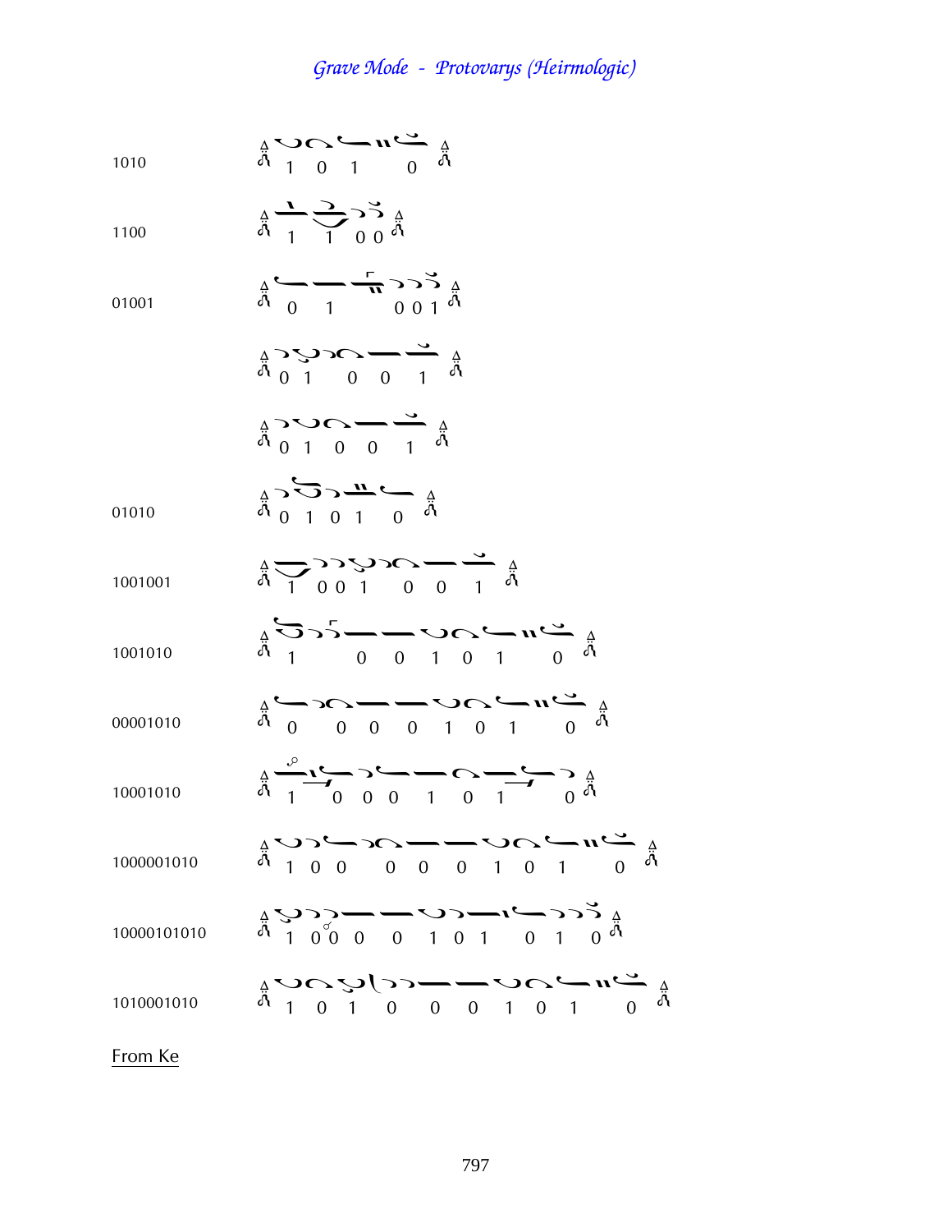# *Grave Mode - Protovarys (Heirmologic)*

| | |
|---|---|
| 1010 | 1 0 1 0 |
| 1100 | 1 1 0 0 |
| 01001 | 0 1 0 0 1 |
| | 0 1 0 0 1 |
| | 0 1 0 0 1 |
| 01010 | 0 1 0 1 0 |
| 1001001 | 1 0 0 1 0 0 1 |
| 1001010 | 1 0 0 1 0 1 0 |
| 00001010 | 0 0 0 0 1 0 1 0 |
| 10001010 | 1 0 0 0 1 0 1 0 |
| 1000001010 | 1 0 0 0 0 0 1 0 1 0 |
| 10000101010 | 1 0 0 0 0 1 0 1 0 1 0 |
| 1010001010 | 1 0 1 0 0 0 1 0 1 0 |

<u>From Ke</u>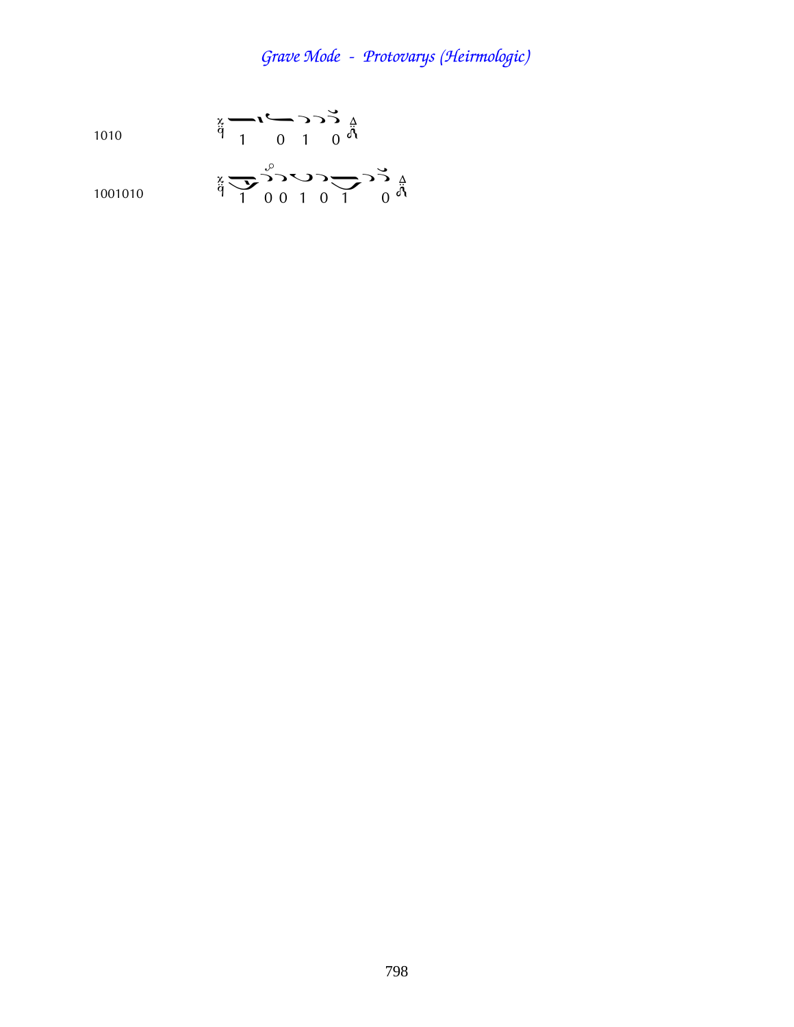# *Grave Mode - Protovarys (Heirmologic)*

1010 — 1 0 1 0

1001010 — 1 0 0 1 0 1 0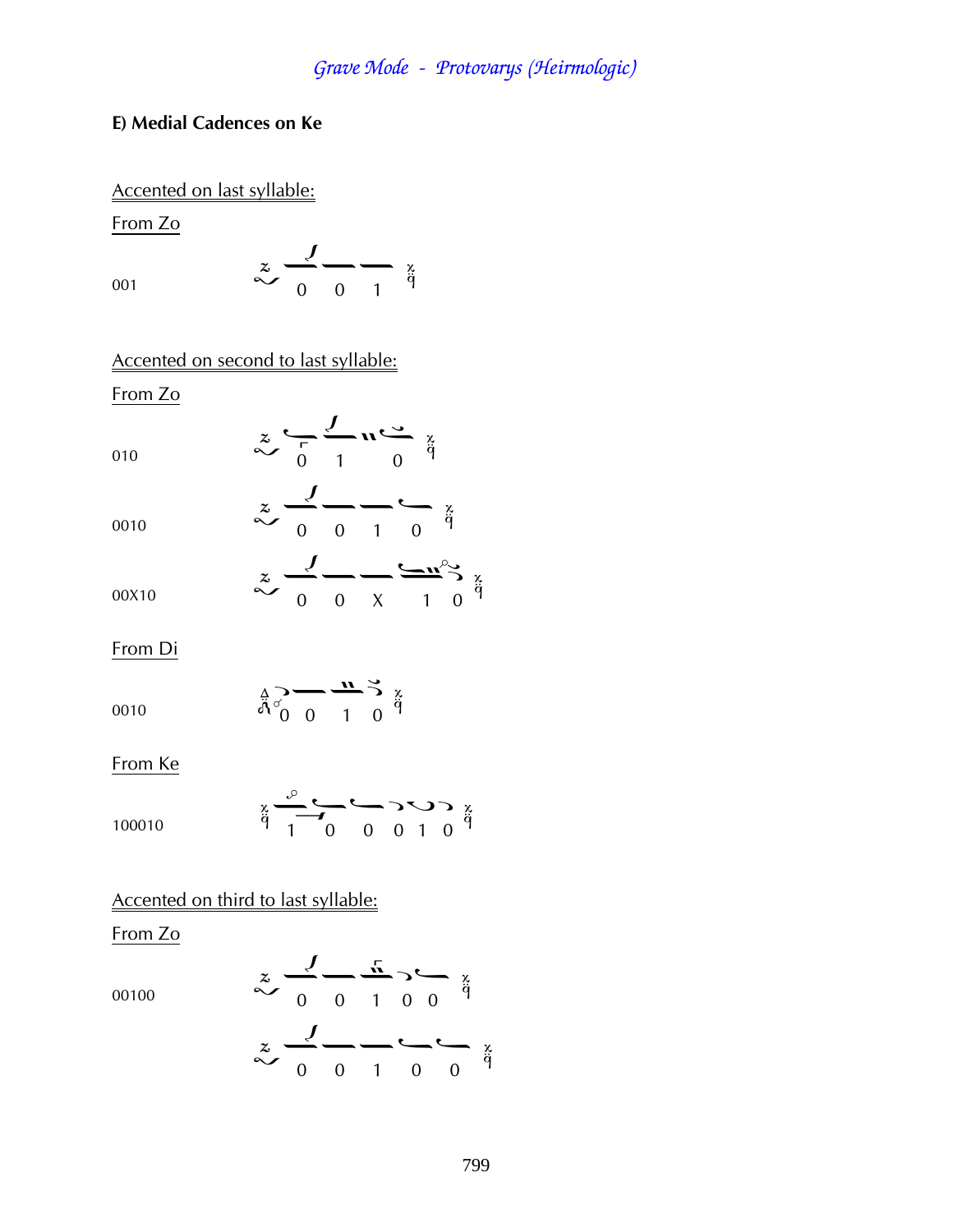**E) Medial Cadences on Ke**

Accented on last syllable:

From Zo

001

0 0 1

Accented on second to last syllable:

From Zo

010

0 1 0

0010

0 0 1 0

00X10

0 0 X 1 0

From Di

0010

0 0 1 0

From Ke

100010

1 0 0 0 1 0

Accented on third to last syllable:

From Zo

00100

0 0 1 0 0

0 0 1 0 0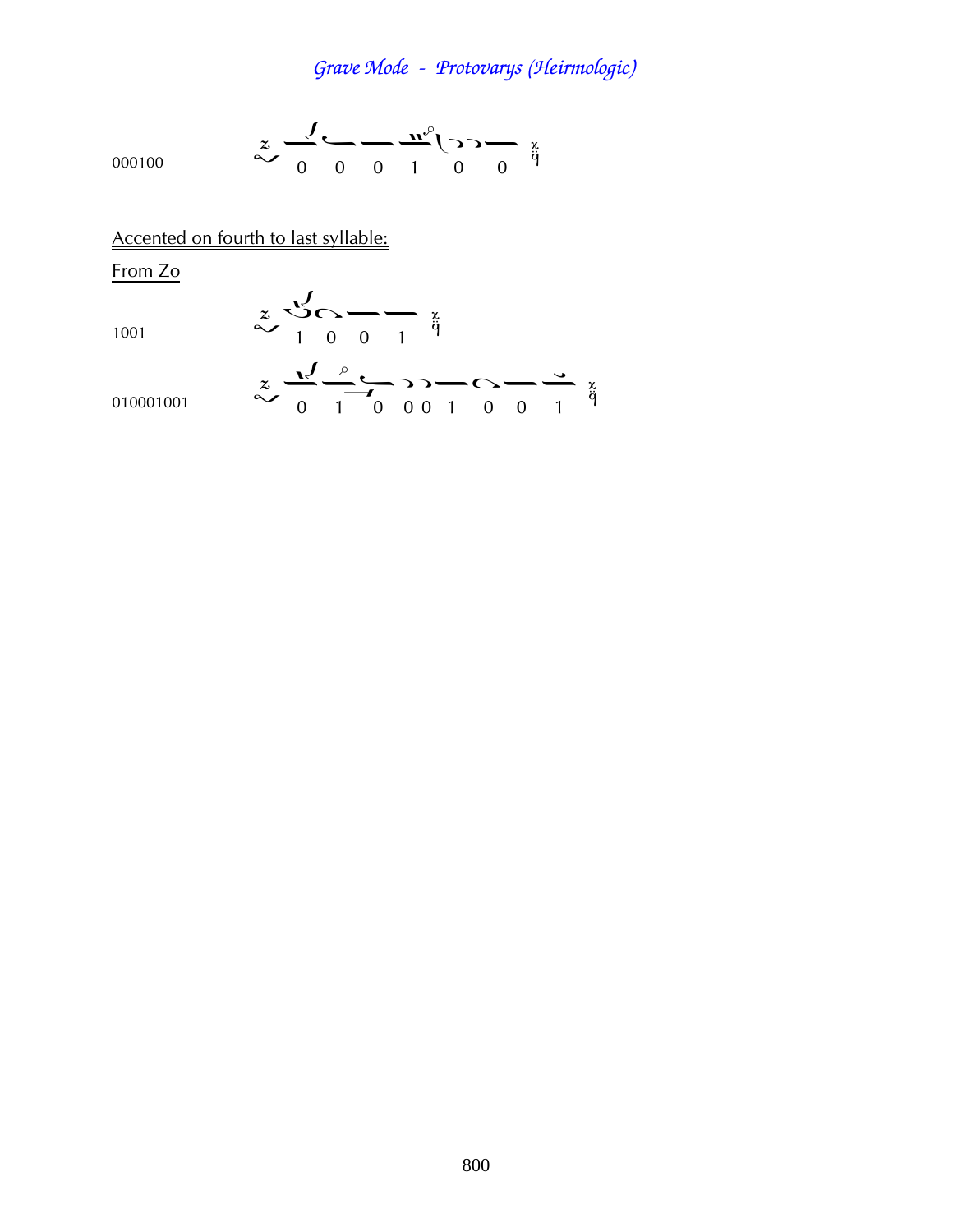000100 — 0 0 0 1 0 0

Accented on fourth to last syllable:

From Zo

1001 — 1 0 0 1

010001001 — 0 1 0 0 0 1 0 0 1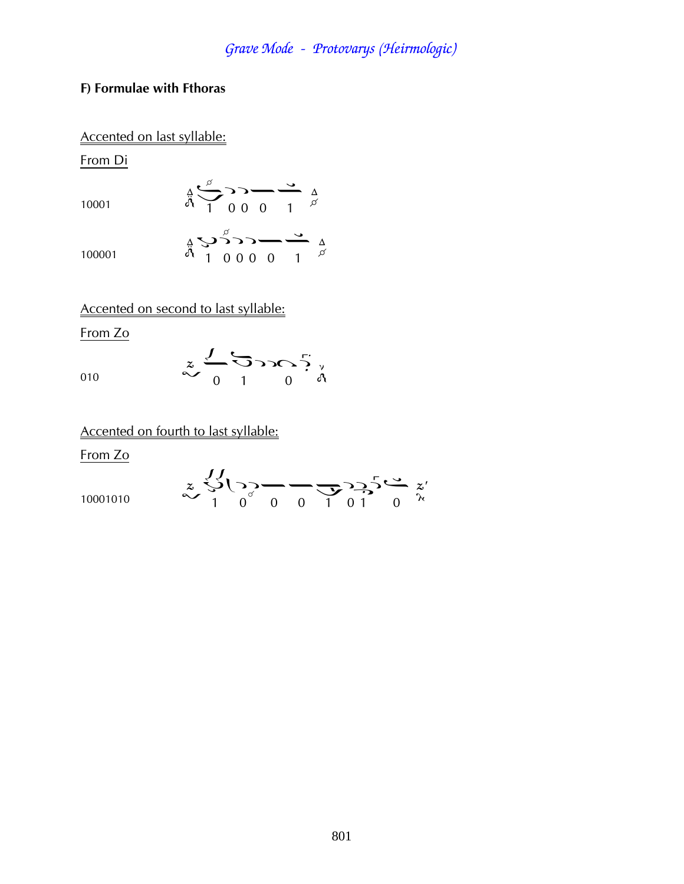## F) Formulae with Fthoras

Accented on last syllable:

From Di

10001

1 0 0 0 1

100001

1 0 0 0 0 1

Accented on second to last syllable:

From Zo

010

0 1 0

Accented on fourth to last syllable:

From Zo

10001010

1 0 0 0 1 0 1 0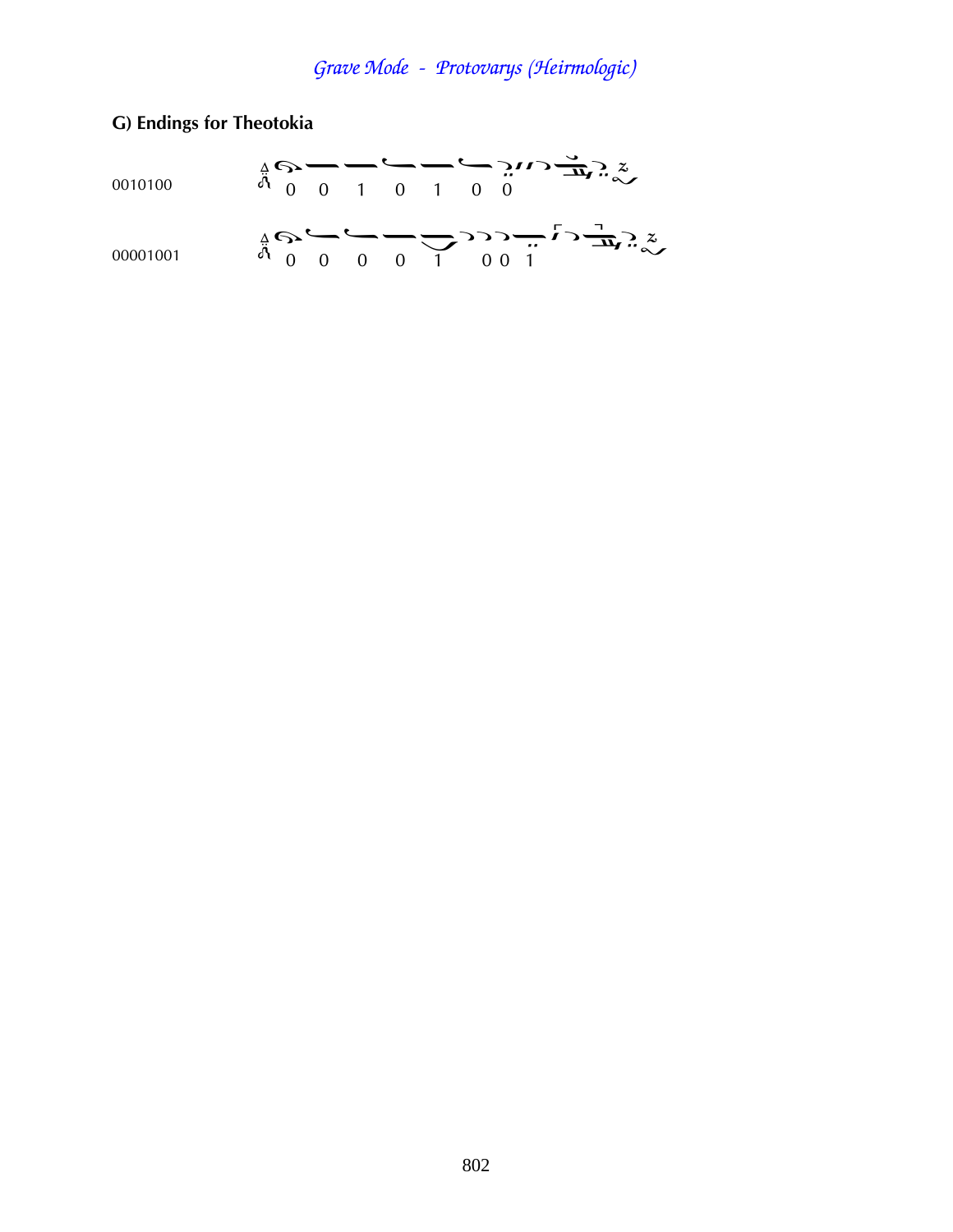## G) Endings for Theotokia

0010100

0 0 1 0 1 0 0

00001001

0 0 0 0 1 0 0 1